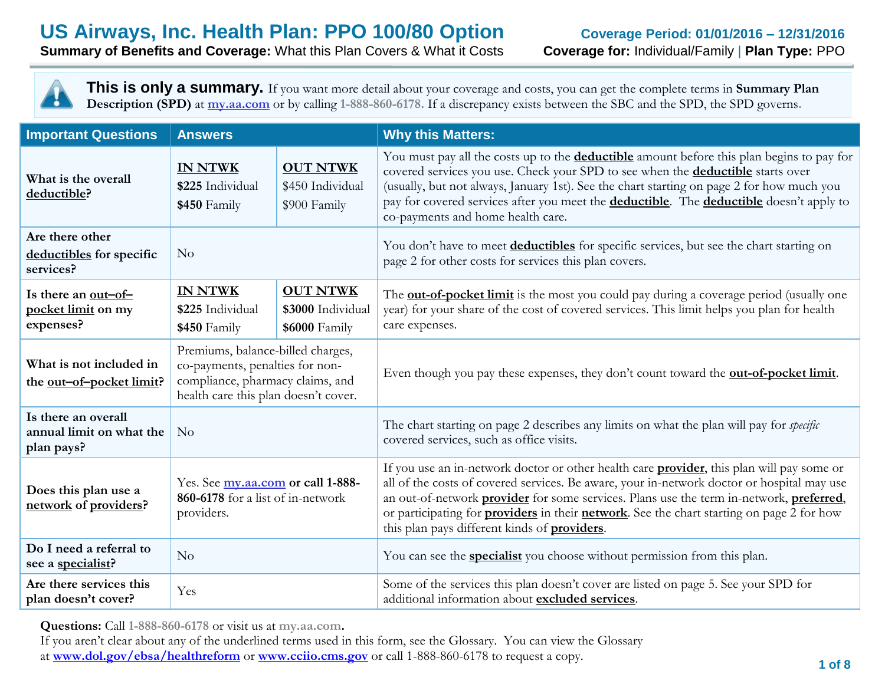# US Airways, Inc. Health Plan: PPO 100/80 Option

**Coverage Period: 01/01/2016 – 12/31/2016**

**Summary of Benefits and Coverage:** What this Plan Covers & What it Costs

**Coverage for:** Individual/Family | **Plan Type:** PPO

**This is only a summary.** If you want more detail about your coverage and costs, you can get the complete terms in **Summary Plan Description (SPD)** at my.aa.com or by calling **1-888-860-6178.** If a discrepancy exists between the SBC and the SPD, the SPD governs.

| Important Questions | Answers | | Why this Matters: |
|---|---|---|---|
| **What is the overall deductible?** | **IN NTWK** **$225** Individual **$450** Family | **OUT NTWK** $450 Individual $900 Family | You must pay all the costs up to the **deductible** amount before this plan begins to pay for covered services you use. Check your SPD to see when the **deductible** starts over (usually, but not always, January 1st). See the chart starting on page 2 for how much you pay for covered services after you meet the **deductible**. The **deductible** doesn't apply to co-payments and home health care. |
| **Are there other deductibles for specific services?** | No | | You don't have to meet **deductibles** for specific services, but see the chart starting on page 2 for other costs for services this plan covers. |
| **Is there an out–of–pocket limit on my expenses?** | **IN NTWK** **$225** Individual **$450** Family | **OUT NTWK** **$3000** Individual **$6000** Family | The **out-of-pocket limit** is the most you could pay during a coverage period (usually one year) for your share of the cost of covered services. This limit helps you plan for health care expenses. |
| **What is not included in the out–of–pocket limit?** | Premiums, balance-billed charges, co-payments, penalties for non-compliance, pharmacy claims, and health care this plan doesn't cover. | | Even though you pay these expenses, they don't count toward the **out-of-pocket limit**. |
| **Is there an overall annual limit on what the plan pays?** | No | | The chart starting on page 2 describes any limits on what the plan will pay for *specific* covered services, such as office visits. |
| **Does this plan use a network of providers?** | Yes. See my.aa.com **or call 1-888-860-6178** for a list of in-network providers. | | If you use an in-network doctor or other health care **provider**, this plan will pay some or all of the costs of covered services. Be aware, your in-network doctor or hospital may use an out-of-network **provider** for some services. Plans use the term in-network, **preferred**, or participating for **providers** in their **network**. See the chart starting on page 2 for how this plan pays different kinds of **providers**. |
| **Do I need a referral to see a specialist?** | No | | You can see the **specialist** you choose without permission from this plan. |
| **Are there services this plan doesn't cover?** | Yes | | Some of the services this plan doesn't cover are listed on page 5. See your SPD for additional information about **excluded services**. |

**Questions:** Call **1-888-860-6178** or visit us at **my.aa.com.**
If you aren't clear about any of the underlined terms used in this form, see the Glossary. You can view the Glossary at **www.dol.gov/ebsa/healthreform** or **www.cciio.cms.gov** or call 1-888-860-6178 to request a copy.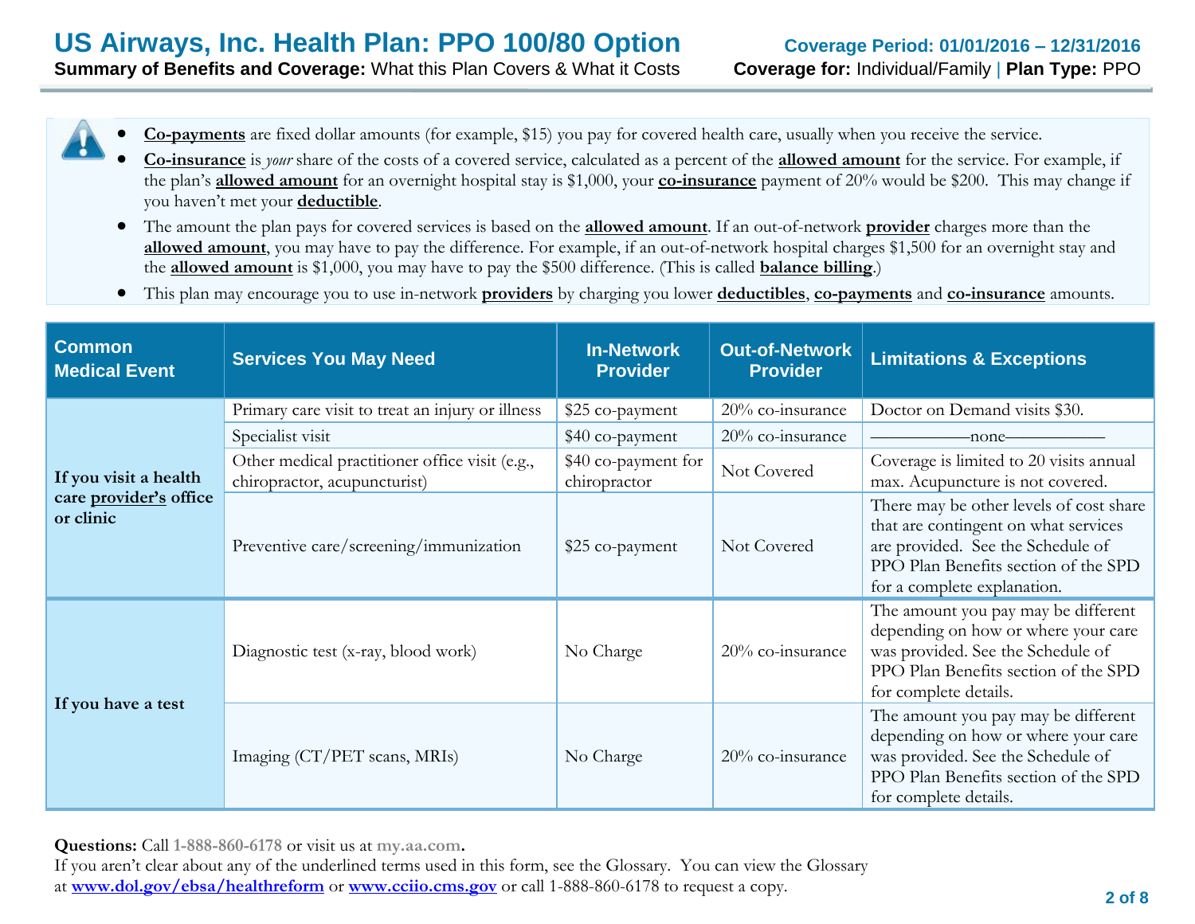- **Co-payments** are fixed dollar amounts (for example, $15) you pay for covered health care, usually when you receive the service.
- **Co-insurance** is *your* share of the costs of a covered service, calculated as a percent of the **allowed amount** for the service. For example, if the plan's **allowed amount** for an overnight hospital stay is $1,000, your **co-insurance** payment of 20% would be $200. This may change if you haven't met your **deductible**.
- The amount the plan pays for covered services is based on the **allowed amount**. If an out-of-network **provider** charges more than the **allowed amount**, you may have to pay the difference. For example, if an out-of-network hospital charges $1,500 for an overnight stay and the **allowed amount** is $1,000, you may have to pay the $500 difference. (This is called **balance billing**.)
- This plan may encourage you to use in-network **providers** by charging you lower **deductibles**, **co-payments** and **co-insurance** amounts.

| Common Medical Event | Services You May Need | In-Network Provider | Out-of-Network Provider | Limitations & Exceptions |
|---|---|---|---|---|
| If you visit a health care **provider's** office or clinic | Primary care visit to treat an injury or illness | $25 co-payment | 20% co-insurance | Doctor on Demand visits $30. |
| | Specialist visit | $40 co-payment | 20% co-insurance | ——————none—————— |
| | Other medical practitioner office visit (e.g., chiropractor, acupuncturist) | $40 co-payment for chiropractor | Not Covered | Coverage is limited to 20 visits annual max. Acupuncture is not covered. |
| | Preventive care/screening/immunization | $25 co-payment | Not Covered | There may be other levels of cost share that are contingent on what services are provided. See the Schedule of PPO Plan Benefits section of the SPD for a complete explanation. |
| If you have a test | Diagnostic test (x-ray, blood work) | No Charge | 20% co-insurance | The amount you pay may be different depending on how or where your care was provided. See the Schedule of PPO Plan Benefits section of the SPD for complete details. |
| | Imaging (CT/PET scans, MRIs) | No Charge | 20% co-insurance | The amount you pay may be different depending on how or where your care was provided. See the Schedule of PPO Plan Benefits section of the SPD for complete details. |

**Questions:** Call **1-888-860-6178** or visit us at **my.aa.com.**
If you aren't clear about any of the underlined terms used in this form, see the Glossary. You can view the Glossary at **www.dol.gov/ebsa/healthreform** or **www.cciio.cms.gov** or call 1-888-860-6178 to request a copy.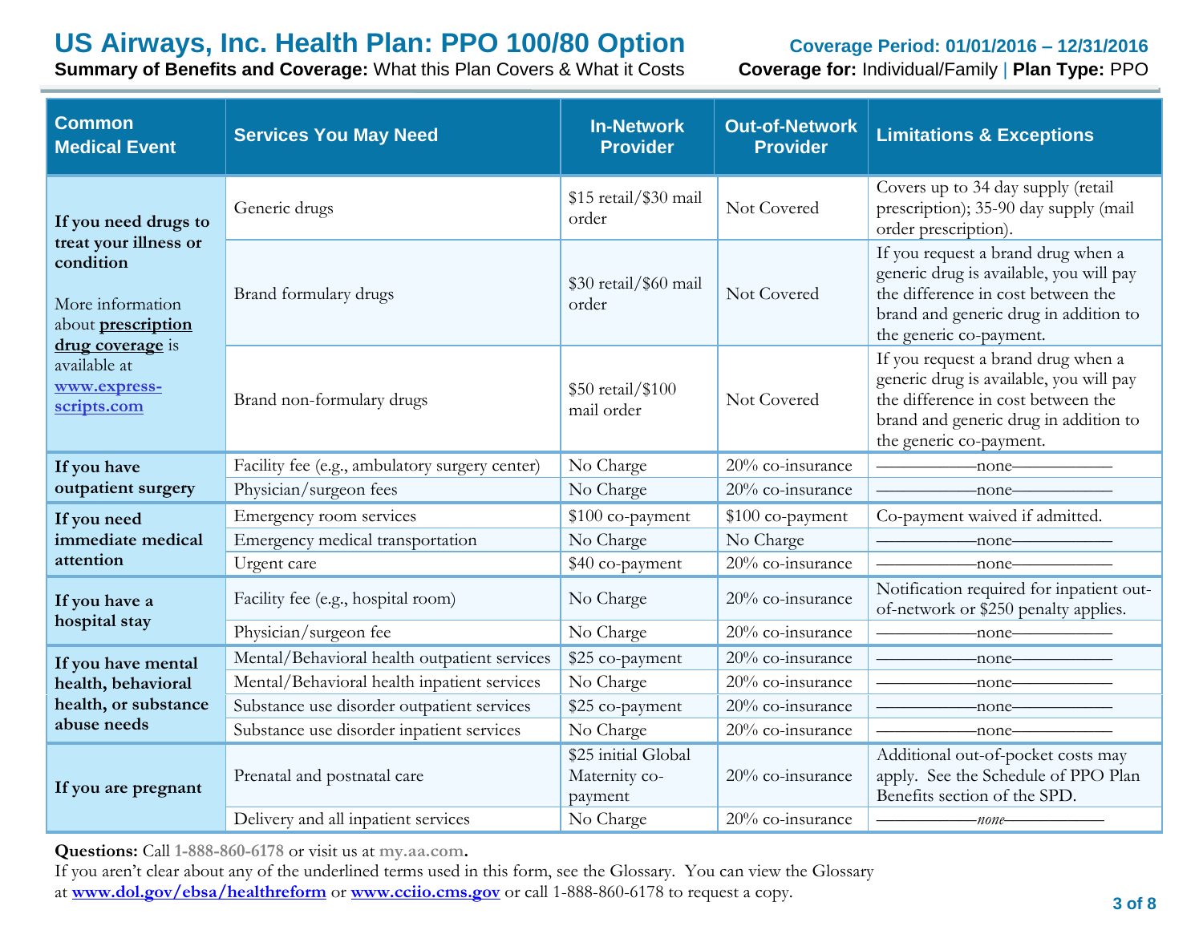# US Airways, Inc. Health Plan: PPO 100/80 Option

**Coverage Period: 01/01/2016 – 12/31/2016**

**Summary of Benefits and Coverage:** What this Plan Covers & What it Costs

**Coverage for:** Individual/Family | **Plan Type:** PPO

| Common Medical Event | Services You May Need | In-Network Provider | Out-of-Network Provider | Limitations & Exceptions |
|---|---|---|---|---|
| **If you need drugs to treat your illness or condition**<br><br>More information about **prescription drug coverage** is available at **www.express-scripts.com** | Generic drugs | $15 retail/$30 mail order | Not Covered | Covers up to 34 day supply (retail prescription); 35-90 day supply (mail order prescription). |
| | Brand formulary drugs | $30 retail/$60 mail order | Not Covered | If you request a brand drug when a generic drug is available, you will pay the difference in cost between the brand and generic drug in addition to the generic co-payment. |
| | Brand non-formulary drugs | $50 retail/$100 mail order | Not Covered | If you request a brand drug when a generic drug is available, you will pay the difference in cost between the brand and generic drug in addition to the generic co-payment. |
| **If you have outpatient surgery** | Facility fee (e.g., ambulatory surgery center) | No Charge | 20% co-insurance | ——————none—————— |
| | Physician/surgeon fees | No Charge | 20% co-insurance | ——————none—————— |
| **If you need immediate medical attention** | Emergency room services | $100 co-payment | $100 co-payment | Co-payment waived if admitted. |
| | Emergency medical transportation | No Charge | No Charge | ——————none—————— |
| | Urgent care | $40 co-payment | 20% co-insurance | ——————none—————— |
| **If you have a hospital stay** | Facility fee (e.g., hospital room) | No Charge | 20% co-insurance | Notification required for inpatient out-of-network or $250 penalty applies. |
| | Physician/surgeon fee | No Charge | 20% co-insurance | ——————none—————— |
| **If you have mental health, behavioral health, or substance abuse needs** | Mental/Behavioral health outpatient services | $25 co-payment | 20% co-insurance | ——————none—————— |
| | Mental/Behavioral health inpatient services | No Charge | 20% co-insurance | ——————none—————— |
| | Substance use disorder outpatient services | $25 co-payment | 20% co-insurance | ——————none—————— |
| | Substance use disorder inpatient services | No Charge | 20% co-insurance | ——————none—————— |
| **If you are pregnant** | Prenatal and postnatal care | $25 initial Global Maternity co-payment | 20% co-insurance | Additional out-of-pocket costs may apply. See the Schedule of PPO Plan Benefits section of the SPD. |
| | Delivery and all inpatient services | No Charge | 20% co-insurance | ——————*none*—————— |

**Questions:** Call **1-888-860-6178** or visit us at **my.aa.com.**
If you aren't clear about any of the underlined terms used in this form, see the Glossary. You can view the Glossary at **www.dol.gov/ebsa/healthreform** or **www.cciio.cms.gov** or call 1-888-860-6178 to request a copy.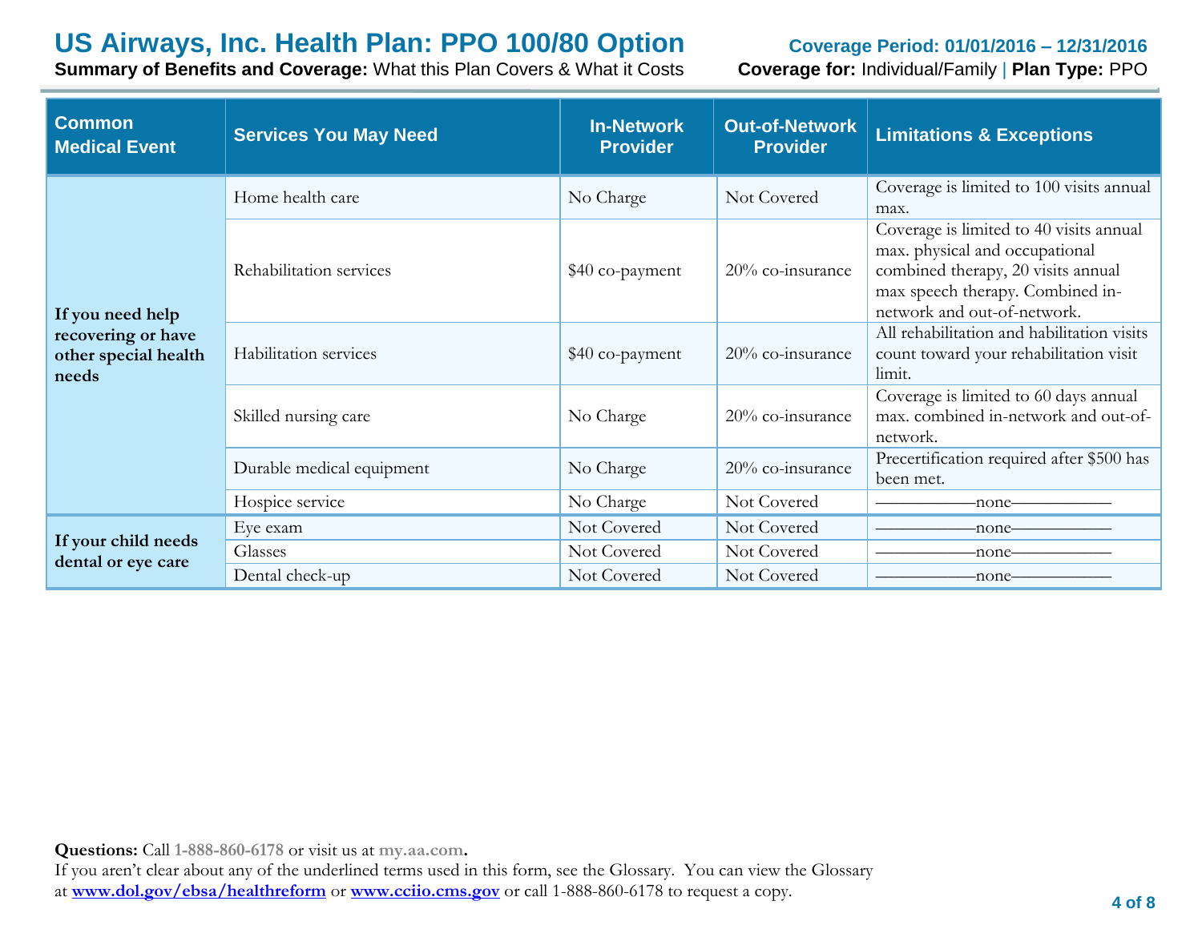# US Airways, Inc. Health Plan: PPO 100/80 Option

**Summary of Benefits and Coverage:** What this Plan Covers & What it Costs

**Coverage Period: 01/01/2016 – 12/31/2016**

**Coverage for:** Individual/Family | **Plan Type:** PPO

| Common Medical Event | Services You May Need | In-Network Provider | Out-of-Network Provider | Limitations & Exceptions |
|---|---|---|---|---|
| **If you need help recovering or have other special health needs** | Home health care | No Charge | Not Covered | Coverage is limited to 100 visits annual max. |
| | Rehabilitation services | $40 co-payment | 20% co-insurance | Coverage is limited to 40 visits annual max. physical and occupational combined therapy, 20 visits annual max speech therapy. Combined in-network and out-of-network. |
| | Habilitation services | $40 co-payment | 20% co-insurance | All rehabilitation and habilitation visits count toward your rehabilitation visit limit. |
| | Skilled nursing care | No Charge | 20% co-insurance | Coverage is limited to 60 days annual max. combined in-network and out-of-network. |
| | Durable medical equipment | No Charge | 20% co-insurance | Precertification required after $500 has been met. |
| | Hospice service | No Charge | Not Covered | ——————none—————— |
| **If your child needs dental or eye care** | Eye exam | Not Covered | Not Covered | ——————none—————— |
| | Glasses | Not Covered | Not Covered | ——————none—————— |
| | Dental check-up | Not Covered | Not Covered | ——————none—————— |

**Questions:** Call **1-888-860-6178** or visit us at **my.aa.com.**
If you aren't clear about any of the underlined terms used in this form, see the Glossary. You can view the Glossary at **www.dol.gov/ebsa/healthreform** or **www.cciio.cms.gov** or call 1-888-860-6178 to request a copy.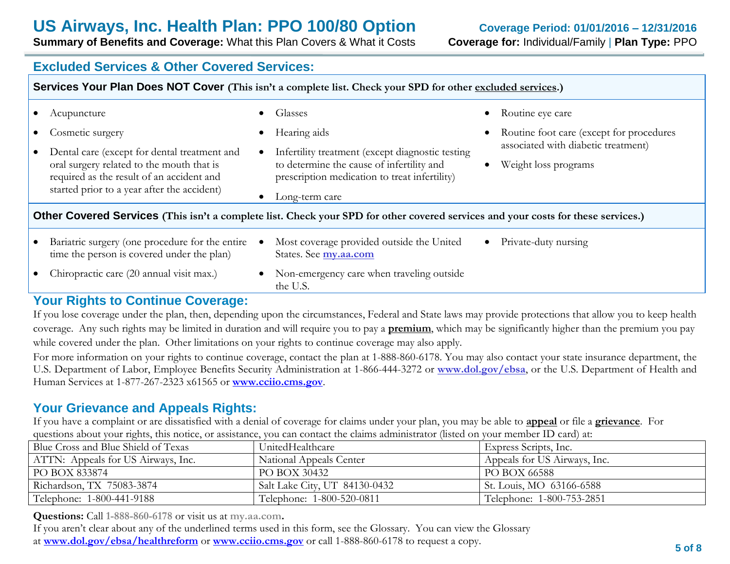## Excluded Services & Other Covered Services:

### Services Your Plan Does NOT Cover (This isn't a complete list. Check your SPD for other excluded services.)

- Acupuncture
- Cosmetic surgery
- Dental care (except for dental treatment and oral surgery related to the mouth that is required as the result of an accident and started prior to a year after the accident)
- Glasses
- Hearing aids
- Infertility treatment (except diagnostic testing to determine the cause of infertility and prescription medication to treat infertility)
- Long-term care
- Routine eye care
- Routine foot care (except for procedures associated with diabetic treatment)
- Weight loss programs

### Other Covered Services (This isn't a complete list. Check your SPD for other covered services and your costs for these services.)

- Bariatric surgery (one procedure for the entire time the person is covered under the plan)
- Chiropractic care (20 annual visit max.)
- Most coverage provided outside the United States. See **my.aa.com**
- Non-emergency care when traveling outside the U.S.
- Private-duty nursing

## Your Rights to Continue Coverage:

If you lose coverage under the plan, then, depending upon the circumstances, Federal and State laws may provide protections that allow you to keep health coverage. Any such rights may be limited in duration and will require you to pay a **premium**, which may be significantly higher than the premium you pay while covered under the plan. Other limitations on your rights to continue coverage may also apply.

For more information on your rights to continue coverage, contact the plan at 1-888-860-6178. You may also contact your state insurance department, the U.S. Department of Labor, Employee Benefits Security Administration at 1-866-444-3272 or **www.dol.gov/ebsa**, or the U.S. Department of Health and Human Services at 1-877-267-2323 x61565 or **www.cciio.cms.gov**.

## Your Grievance and Appeals Rights:

If you have a complaint or are dissatisfied with a denial of coverage for claims under your plan, you may be able to **appeal** or file a **grievance**. For questions about your rights, this notice, or assistance, you can contact the claims administrator (listed on your member ID card) at:

| Blue Cross and Blue Shield of Texas | UnitedHealthcare | Express Scripts, Inc. |
|---|---|---|
| ATTN: Appeals for US Airways, Inc. | National Appeals Center | Appeals for US Airways, Inc. |
| PO BOX 833874 | PO BOX 30432 | PO BOX 66588 |
| Richardson, TX 75083-3874 | Salt Lake City, UT 84130-0432 | St. Louis, MO 63166-6588 |
| Telephone: 1-800-441-9188 | Telephone: 1-800-520-0811 | Telephone: 1-800-753-2851 |

**Questions:** Call **1-888-860-6178** or visit us at **my.aa.com.**
If you aren't clear about any of the underlined terms used in this form, see the Glossary. You can view the Glossary at **www.dol.gov/ebsa/healthreform** or **www.cciio.cms.gov** or call 1-888-860-6178 to request a copy.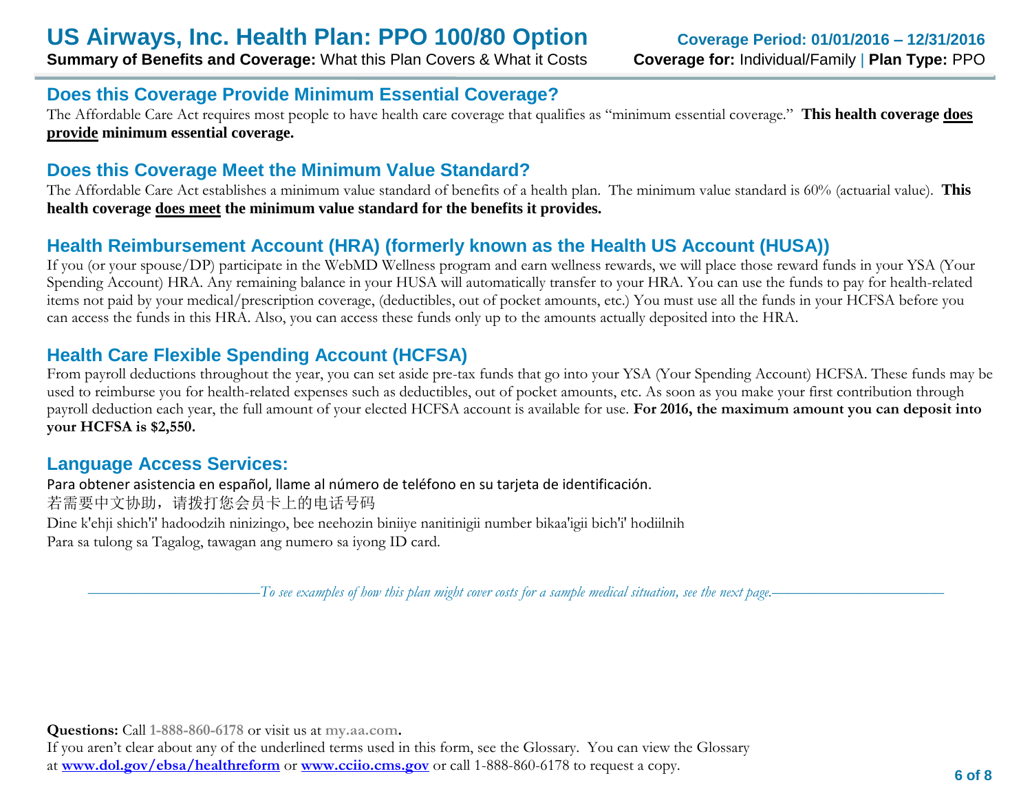## Does this Coverage Provide Minimum Essential Coverage?

The Affordable Care Act requires most people to have health care coverage that qualifies as "minimum essential coverage." **This health coverage does provide minimum essential coverage.**

## Does this Coverage Meet the Minimum Value Standard?

The Affordable Care Act establishes a minimum value standard of benefits of a health plan. The minimum value standard is 60% (actuarial value). **This health coverage does meet the minimum value standard for the benefits it provides.**

## Health Reimbursement Account (HRA) (formerly known as the Health US Account (HUSA))

If you (or your spouse/DP) participate in the WebMD Wellness program and earn wellness rewards, we will place those reward funds in your YSA (Your Spending Account) HRA. Any remaining balance in your HUSA will automatically transfer to your HRA. You can use the funds to pay for health-related items not paid by your medical/prescription coverage, (deductibles, out of pocket amounts, etc.) You must use all the funds in your HCFSA before you can access the funds in this HRA. Also, you can access these funds only up to the amounts actually deposited into the HRA.

## Health Care Flexible Spending Account (HCFSA)

From payroll deductions throughout the year, you can set aside pre-tax funds that go into your YSA (Your Spending Account) HCFSA. These funds may be used to reimburse you for health-related expenses such as deductibles, out of pocket amounts, etc. As soon as you make your first contribution through payroll deduction each year, the full amount of your elected HCFSA account is available for use. **For 2016, the maximum amount you can deposit into your HCFSA is $2,550.**

## Language Access Services:

Para obtener asistencia en español, llame al número de teléfono en su tarjeta de identificación.

若需要中文协助，请拨打您会员卡上的电话号码

Dine k'ehji shich'i' hadoodzih ninizingo, bee neehozin biniiye nanitinigii number bikaa'igii bich'i' hodiilnih

Para sa tulong sa Tagalog, tawagan ang numero sa iyong ID card.

*To see examples of how this plan might cover costs for a sample medical situation, see the next page.*

**Questions:** Call **1-888-860-6178** or visit us at **my.aa.com.**
If you aren't clear about any of the underlined terms used in this form, see the Glossary. You can view the Glossary at **www.dol.gov/ebsa/healthreform** or **www.cciio.cms.gov** or call 1-888-860-6178 to request a copy.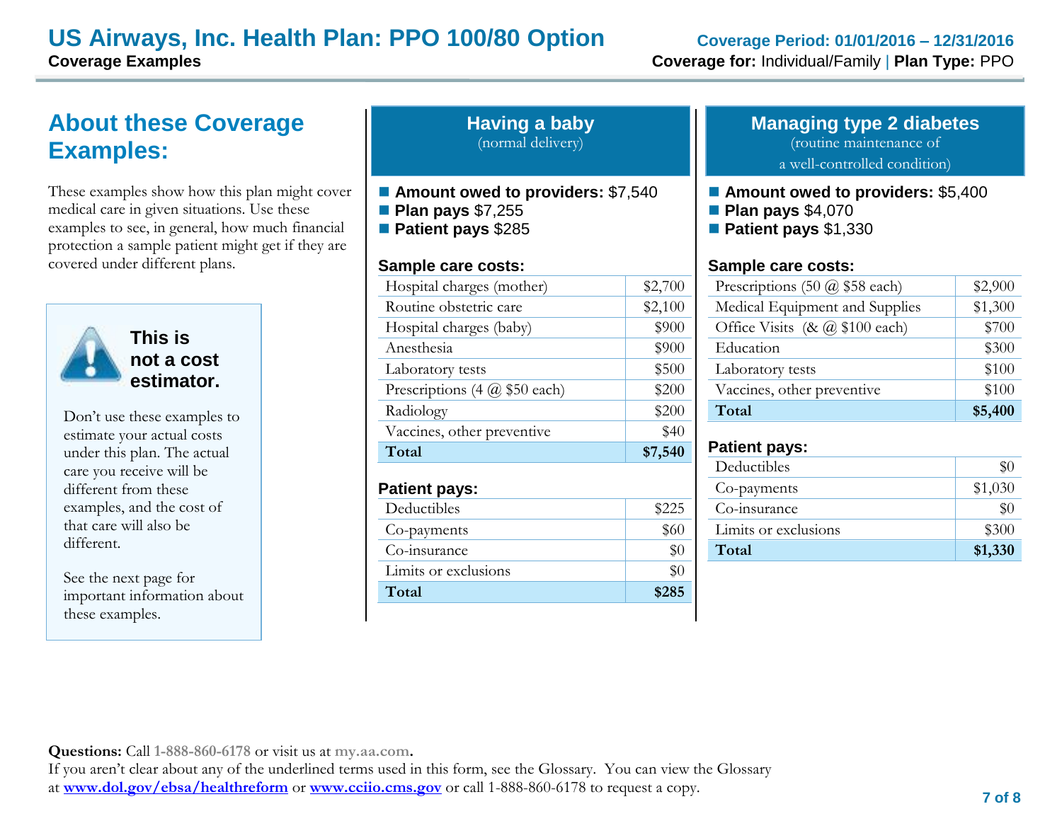# US Airways, Inc. Health Plan: PPO 100/80 Option

**Coverage Examples**

**Coverage Period: 01/01/2016 – 12/31/2016**

**Coverage for:** Individual/Family | **Plan Type:** PPO

## About these Coverage Examples:

These examples show how this plan might cover medical care in given situations. Use these examples to see, in general, how much financial protection a sample patient might get if they are covered under different plans.

**This is not a cost estimator.**

Don't use these examples to estimate your actual costs under this plan. The actual care you receive will be different from these examples, and the cost of that care will also be different.

See the next page for important information about these examples.

## Having a baby

(normal delivery)

- **Amount owed to providers:** $7,540
- **Plan pays** $7,255
- **Patient pays** $285

**Sample care costs:**

| | |
|---|---|
| Hospital charges (mother) | $2,700 |
| Routine obstetric care | $2,100 |
| Hospital charges (baby) | $900 |
| Anesthesia | $900 |
| Laboratory tests | $500 |
| Prescriptions (4 @ $50 each) | $200 |
| Radiology | $200 |
| Vaccines, other preventive | $40 |
| **Total** | **$7,540** |

**Patient pays:**

| | |
|---|---|
| Deductibles | $225 |
| Co-payments | $60 |
| Co-insurance | $0 |
| Limits or exclusions | $0 |
| **Total** | **$285** |

## Managing type 2 diabetes

(routine maintenance of a well-controlled condition)

- **Amount owed to providers:** $5,400
- **Plan pays** $4,070
- **Patient pays** $1,330

**Sample care costs:**

| | |
|---|---|
| Prescriptions (50 @ $58 each) | $2,900 |
| Medical Equipment and Supplies | $1,300 |
| Office Visits (& @ $100 each) | $700 |
| Education | $300 |
| Laboratory tests | $100 |
| Vaccines, other preventive | $100 |
| **Total** | **$5,400** |

**Patient pays:**

| | |
|---|---|
| Deductibles | $0 |
| Co-payments | $1,030 |
| Co-insurance | $0 |
| Limits or exclusions | $300 |
| **Total** | **$1,330** |

**Questions:** Call 1-888-860-6178 or visit us at **my.aa.com.**
If you aren't clear about any of the underlined terms used in this form, see the Glossary. You can view the Glossary at **www.dol.gov/ebsa/healthreform** or **www.cciio.cms.gov** or call 1-888-860-6178 to request a copy.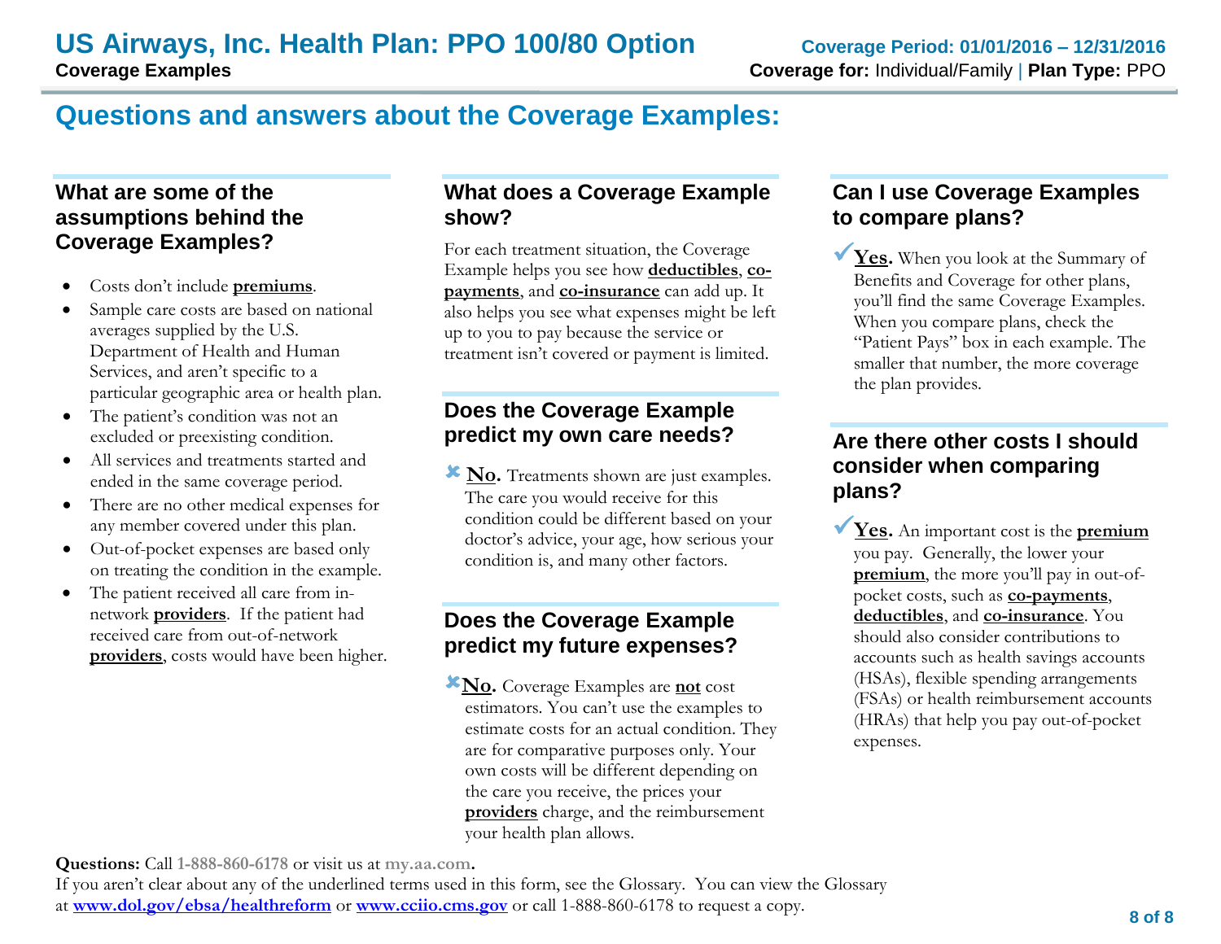# US Airways, Inc. Health Plan: PPO 100/80 Option

**Coverage Examples**

**Coverage Period: 01/01/2016 – 12/31/2016**

**Coverage for:** Individual/Family | **Plan Type:** PPO

## Questions and answers about the Coverage Examples:

### What are some of the assumptions behind the Coverage Examples?

- Costs don't include **premiums**.
- Sample care costs are based on national averages supplied by the U.S. Department of Health and Human Services, and aren't specific to a particular geographic area or health plan.
- The patient's condition was not an excluded or preexisting condition.
- All services and treatments started and ended in the same coverage period.
- There are no other medical expenses for any member covered under this plan.
- Out-of-pocket expenses are based only on treating the condition in the example.
- The patient received all care from in-network **providers**. If the patient had received care from out-of-network **providers**, costs would have been higher.

### What does a Coverage Example show?

For each treatment situation, the Coverage Example helps you see how **deductibles**, **co-payments**, and **co-insurance** can add up. It also helps you see what expenses might be left up to you to pay because the service or treatment isn't covered or payment is limited.

### Does the Coverage Example predict my own care needs?

✘ **No.** Treatments shown are just examples. The care you would receive for this condition could be different based on your doctor's advice, your age, how serious your condition is, and many other factors.

### Does the Coverage Example predict my future expenses?

✘ **No.** Coverage Examples are **not** cost estimators. You can't use the examples to estimate costs for an actual condition. They are for comparative purposes only. Your own costs will be different depending on the care you receive, the prices your **providers** charge, and the reimbursement your health plan allows.

### Can I use Coverage Examples to compare plans?

✔ **Yes.** When you look at the Summary of Benefits and Coverage for other plans, you'll find the same Coverage Examples. When you compare plans, check the "Patient Pays" box in each example. The smaller that number, the more coverage the plan provides.

### Are there other costs I should consider when comparing plans?

✔ **Yes.** An important cost is the **premium** you pay. Generally, the lower your **premium**, the more you'll pay in out-of-pocket costs, such as **co-payments**, **deductibles**, and **co-insurance**. You should also consider contributions to accounts such as health savings accounts (HSAs), flexible spending arrangements (FSAs) or health reimbursement accounts (HRAs) that help you pay out-of-pocket expenses.

**Questions:** Call **1-888-860-6178** or visit us at **my.aa.com.**
If you aren't clear about any of the underlined terms used in this form, see the Glossary. You can view the Glossary at **www.dol.gov/ebsa/healthreform** or **www.cciio.cms.gov** or call 1-888-860-6178 to request a copy.